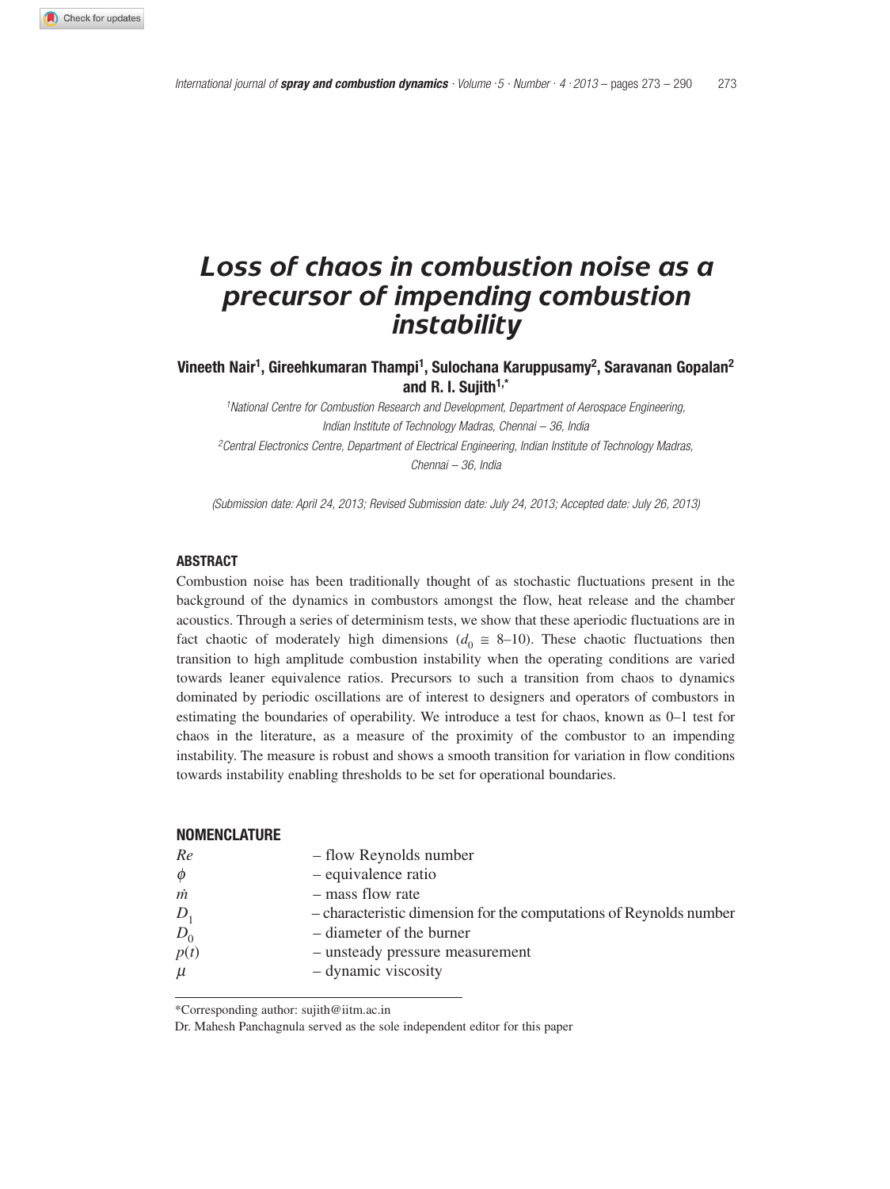# Loss of chaos in combustion noise as a precursor of impending combustion instability

**Vineeth Nair[1], Gireehkumaran Thampi[1], Sulochana Karuppusamy[2], Saravanan Gopalan[2] and R. I. Sujith[1,*]**

[1]National Centre for Combustion Research and Development, Department of Aerospace Engineering, Indian Institute of Technology Madras, Chennai – 36, India

[2]Central Electronics Centre, Department of Electrical Engineering, Indian Institute of Technology Madras, Chennai – 36, India

*(Submission date: April 24, 2013; Revised Submission date: July 24, 2013; Accepted date: July 26, 2013)*

## ABSTRACT

Combustion noise has been traditionally thought of as stochastic fluctuations present in the background of the dynamics in combustors amongst the flow, heat release and the chamber acoustics. Through a series of determinism tests, we show that these aperiodic fluctuations are in fact chaotic of moderately high dimensions ($d_0 \cong$ 8–10). These chaotic fluctuations then transition to high amplitude combustion instability when the operating conditions are varied towards leaner equivalence ratios. Precursors to such a transition from chaos to dynamics dominated by periodic oscillations are of interest to designers and operators of combustors in estimating the boundaries of operability. We introduce a test for chaos, known as 0–1 test for chaos in the literature, as a measure of the proximity of the combustor to an impending instability. The measure is robust and shows a smooth transition for variation in flow conditions towards instability enabling thresholds to be set for operational boundaries.

## NOMENCLATURE

| | |
|---|---|
| $Re$ | – flow Reynolds number |
| $\phi$ | – equivalence ratio |
| $\dot{m}$ | – mass flow rate |
| $D_1$ | – characteristic dimension for the computations of Reynolds number |
| $D_0$ | – diameter of the burner |
| $p(t)$ | – unsteady pressure measurement |
| $\mu$ | – dynamic viscosity |

*Corresponding author: sujith@iitm.ac.in

Dr. Mahesh Panchagnula served as the sole independent editor for this paper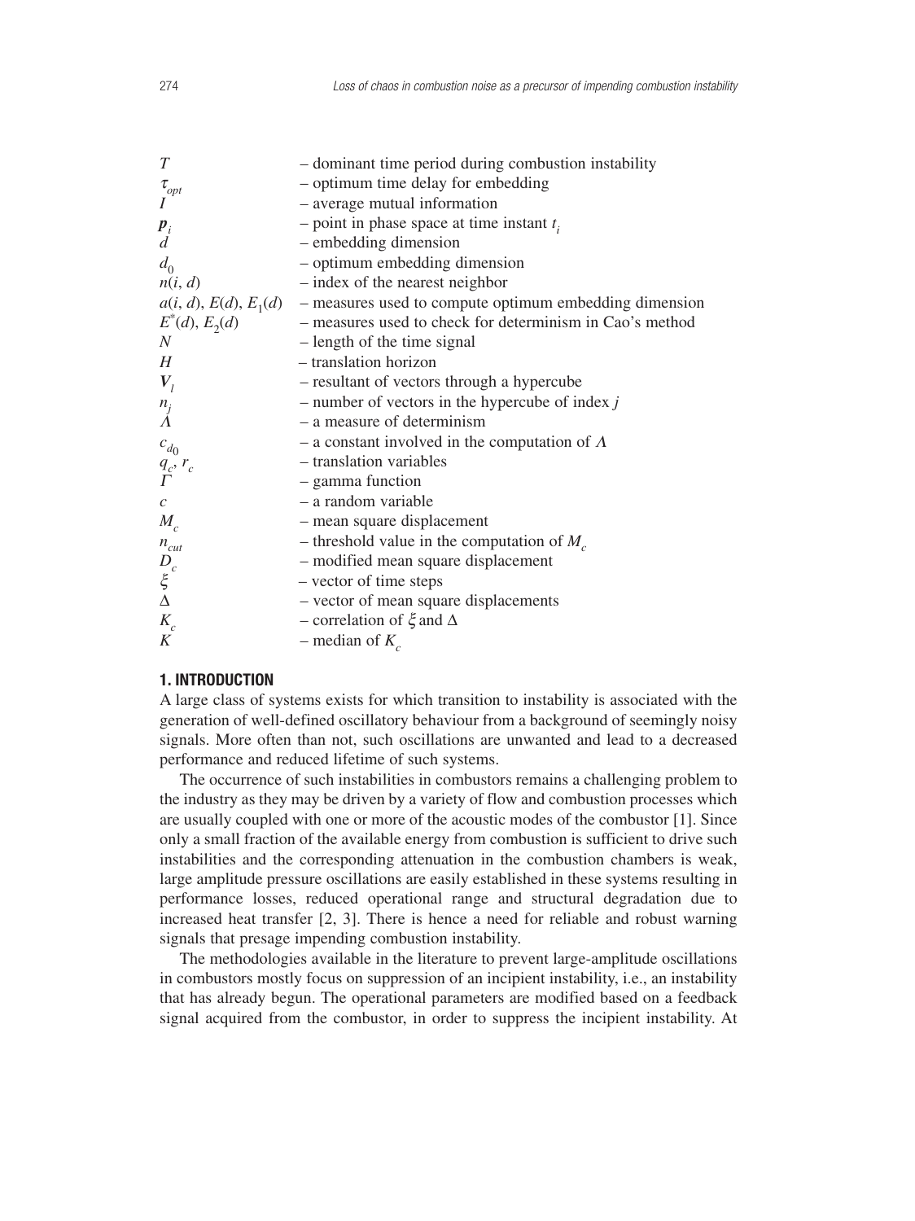| | |
|---|---|
| $T$ | – dominant time period during combustion instability |
| $\tau_{opt}$ | – optimum time delay for embedding |
| $I$ | – average mutual information |
| $\boldsymbol{p}_i$ | – point in phase space at time instant $t_i$ |
| $d$ | – embedding dimension |
| $d_0$ | – optimum embedding dimension |
| $n(i, d)$ | – index of the nearest neighbor |
| $a(i, d)$, $E(d)$, $E_1(d)$ | – measures used to compute optimum embedding dimension |
| $E^*(d)$, $E_2(d)$ | – measures used to check for determinism in Cao's method |
| $N$ | – length of the time signal |
| $H$ | – translation horizon |
| $\boldsymbol{V}_l$ | – resultant of vectors through a hypercube |
| $n_j$ | – number of vectors in the hypercube of index $j$ |
| $\Lambda$ | – a measure of determinism |
| $c_{d_0}$ | – a constant involved in the computation of $\Lambda$ |
| $q_c$, $r_c$ | – translation variables |
| $\Gamma$ | – gamma function |
| $c$ | – a random variable |
| $M_c$ | – mean square displacement |
| $n_{cut}$ | – threshold value in the computation of $M_c$ |
| $D_c$ | – modified mean square displacement |
| $\xi$ | – vector of time steps |
| $\Delta$ | – vector of mean square displacements |
| $K_c$ | – correlation of $\xi$ and $\Delta$ |
| $K$ | – median of $K_c$ |

## 1. INTRODUCTION

A large class of systems exists for which transition to instability is associated with the generation of well-defined oscillatory behaviour from a background of seemingly noisy signals. More often than not, such oscillations are unwanted and lead to a decreased performance and reduced lifetime of such systems.

The occurrence of such instabilities in combustors remains a challenging problem to the industry as they may be driven by a variety of flow and combustion processes which are usually coupled with one or more of the acoustic modes of the combustor [1]. Since only a small fraction of the available energy from combustion is sufficient to drive such instabilities and the corresponding attenuation in the combustion chambers is weak, large amplitude pressure oscillations are easily established in these systems resulting in performance losses, reduced operational range and structural degradation due to increased heat transfer [2, 3]. There is hence a need for reliable and robust warning signals that presage impending combustion instability.

The methodologies available in the literature to prevent large-amplitude oscillations in combustors mostly focus on suppression of an incipient instability, i.e., an instability that has already begun. The operational parameters are modified based on a feedback signal acquired from the combustor, in order to suppress the incipient instability. At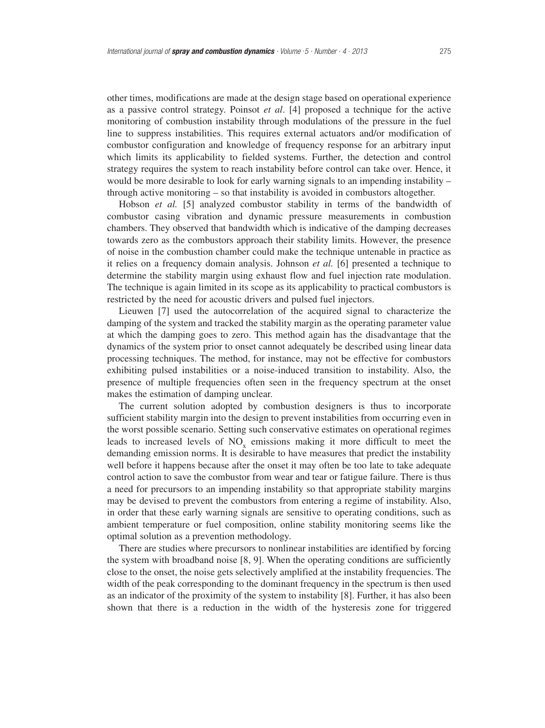other times, modifications are made at the design stage based on operational experience as a passive control strategy. Poinsot *et al*. [4] proposed a technique for the active monitoring of combustion instability through modulations of the pressure in the fuel line to suppress instabilities. This requires external actuators and/or modification of combustor configuration and knowledge of frequency response for an arbitrary input which limits its applicability to fielded systems. Further, the detection and control strategy requires the system to reach instability before control can take over. Hence, it would be more desirable to look for early warning signals to an impending instability – through active monitoring – so that instability is avoided in combustors altogether.

Hobson *et al.* [5] analyzed combustor stability in terms of the bandwidth of combustor casing vibration and dynamic pressure measurements in combustion chambers. They observed that bandwidth which is indicative of the damping decreases towards zero as the combustors approach their stability limits. However, the presence of noise in the combustion chamber could make the technique untenable in practice as it relies on a frequency domain analysis. Johnson *et al.* [6] presented a technique to determine the stability margin using exhaust flow and fuel injection rate modulation. The technique is again limited in its scope as its applicability to practical combustors is restricted by the need for acoustic drivers and pulsed fuel injectors.

Lieuwen [7] used the autocorrelation of the acquired signal to characterize the damping of the system and tracked the stability margin as the operating parameter value at which the damping goes to zero. This method again has the disadvantage that the dynamics of the system prior to onset cannot adequately be described using linear data processing techniques. The method, for instance, may not be effective for combustors exhibiting pulsed instabilities or a noise-induced transition to instability. Also, the presence of multiple frequencies often seen in the frequency spectrum at the onset makes the estimation of damping unclear.

The current solution adopted by combustion designers is thus to incorporate sufficient stability margin into the design to prevent instabilities from occurring even in the worst possible scenario. Setting such conservative estimates on operational regimes leads to increased levels of $NO_x$ emissions making it more difficult to meet the demanding emission norms. It is desirable to have measures that predict the instability well before it happens because after the onset it may often be too late to take adequate control action to save the combustor from wear and tear or fatigue failure. There is thus a need for precursors to an impending instability so that appropriate stability margins may be devised to prevent the combustors from entering a regime of instability. Also, in order that these early warning signals are sensitive to operating conditions, such as ambient temperature or fuel composition, online stability monitoring seems like the optimal solution as a prevention methodology.

There are studies where precursors to nonlinear instabilities are identified by forcing the system with broadband noise [8, 9]. When the operating conditions are sufficiently close to the onset, the noise gets selectively amplified at the instability frequencies. The width of the peak corresponding to the dominant frequency in the spectrum is then used as an indicator of the proximity of the system to instability [8]. Further, it has also been shown that there is a reduction in the width of the hysteresis zone for triggered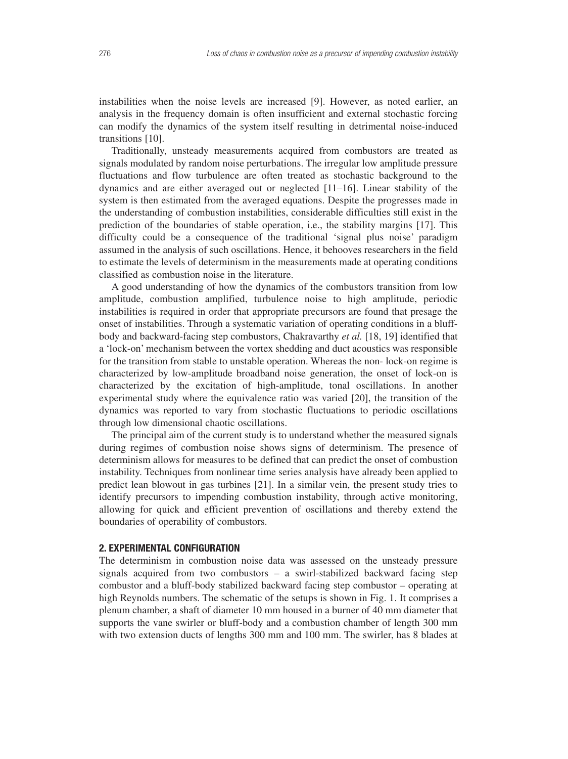instabilities when the noise levels are increased [9]. However, as noted earlier, an analysis in the frequency domain is often insufficient and external stochastic forcing can modify the dynamics of the system itself resulting in detrimental noise-induced transitions [10].

Traditionally, unsteady measurements acquired from combustors are treated as signals modulated by random noise perturbations. The irregular low amplitude pressure fluctuations and flow turbulence are often treated as stochastic background to the dynamics and are either averaged out or neglected [11–16]. Linear stability of the system is then estimated from the averaged equations. Despite the progresses made in the understanding of combustion instabilities, considerable difficulties still exist in the prediction of the boundaries of stable operation, i.e., the stability margins [17]. This difficulty could be a consequence of the traditional 'signal plus noise' paradigm assumed in the analysis of such oscillations. Hence, it behooves researchers in the field to estimate the levels of determinism in the measurements made at operating conditions classified as combustion noise in the literature.

A good understanding of how the dynamics of the combustors transition from low amplitude, combustion amplified, turbulence noise to high amplitude, periodic instabilities is required in order that appropriate precursors are found that presage the onset of instabilities. Through a systematic variation of operating conditions in a bluff-body and backward-facing step combustors, Chakravarthy *et al.* [18, 19] identified that a 'lock-on' mechanism between the vortex shedding and duct acoustics was responsible for the transition from stable to unstable operation. Whereas the non- lock-on regime is characterized by low-amplitude broadband noise generation, the onset of lock-on is characterized by the excitation of high-amplitude, tonal oscillations. In another experimental study where the equivalence ratio was varied [20], the transition of the dynamics was reported to vary from stochastic fluctuations to periodic oscillations through low dimensional chaotic oscillations.

The principal aim of the current study is to understand whether the measured signals during regimes of combustion noise shows signs of determinism. The presence of determinism allows for measures to be defined that can predict the onset of combustion instability. Techniques from nonlinear time series analysis have already been applied to predict lean blowout in gas turbines [21]. In a similar vein, the present study tries to identify precursors to impending combustion instability, through active monitoring, allowing for quick and efficient prevention of oscillations and thereby extend the boundaries of operability of combustors.

## 2. EXPERIMENTAL CONFIGURATION

The determinism in combustion noise data was assessed on the unsteady pressure signals acquired from two combustors – a swirl-stabilized backward facing step combustor and a bluff-body stabilized backward facing step combustor – operating at high Reynolds numbers. The schematic of the setups is shown in Fig. 1. It comprises a plenum chamber, a shaft of diameter 10 mm housed in a burner of 40 mm diameter that supports the vane swirler or bluff-body and a combustion chamber of length 300 mm with two extension ducts of lengths 300 mm and 100 mm. The swirler, has 8 blades at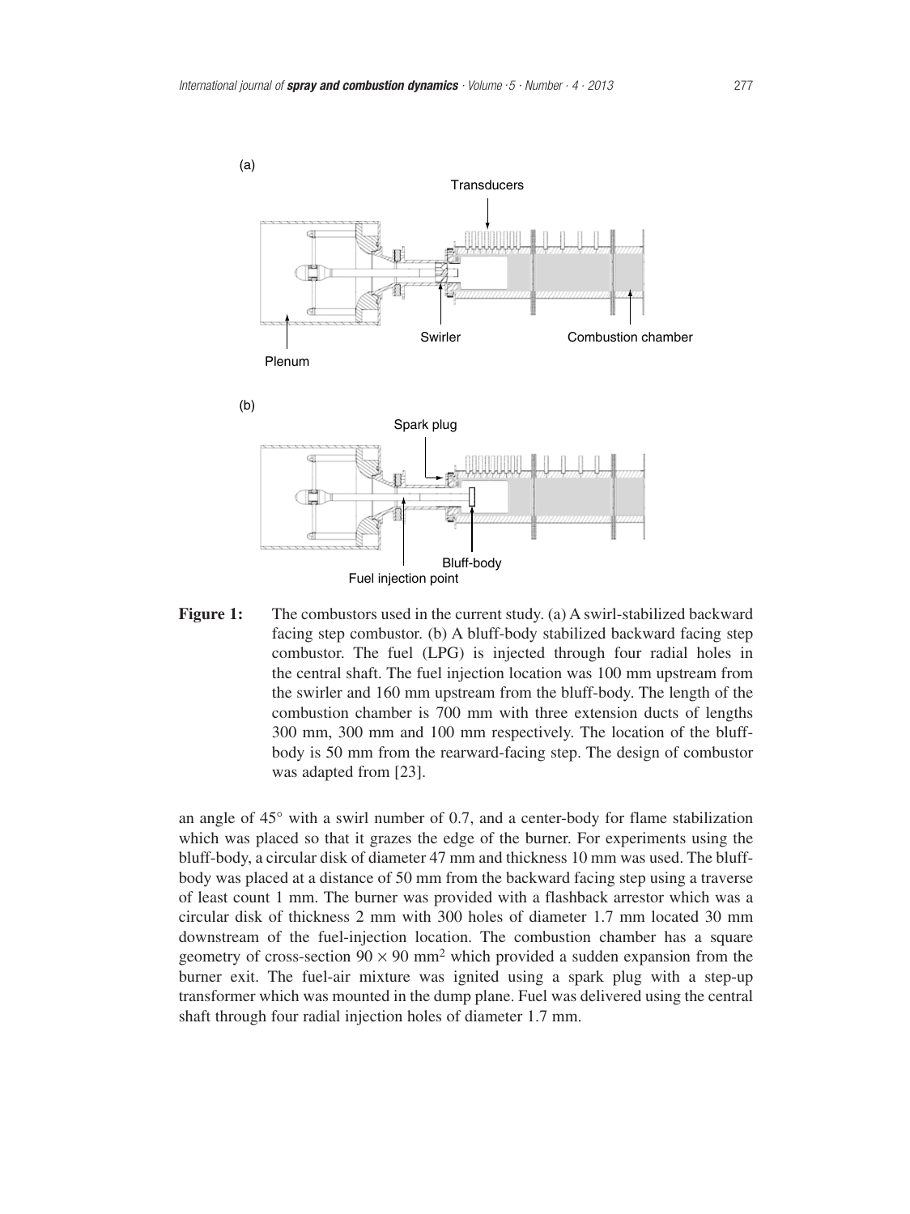**Figure 1:** The combustors used in the current study. (a) A swirl-stabilized backward facing step combustor. (b) A bluff-body stabilized backward facing step combustor. The fuel (LPG) is injected through four radial holes in the central shaft. The fuel injection location was 100 mm upstream from the swirler and 160 mm upstream from the bluff-body. The length of the combustion chamber is 700 mm with three extension ducts of lengths 300 mm, 300 mm and 100 mm respectively. The location of the bluff-body is 50 mm from the rearward-facing step. The design of combustor was adapted from [23].

an angle of 45° with a swirl number of 0.7, and a center-body for flame stabilization which was placed so that it grazes the edge of the burner. For experiments using the bluff-body, a circular disk of diameter 47 mm and thickness 10 mm was used. The bluff-body was placed at a distance of 50 mm from the backward facing step using a traverse of least count 1 mm. The burner was provided with a flashback arrestor which was a circular disk of thickness 2 mm with 300 holes of diameter 1.7 mm located 30 mm downstream of the fuel-injection location. The combustion chamber has a square geometry of cross-section $90 \times 90$ mm$^2$ which provided a sudden expansion from the burner exit. The fuel-air mixture was ignited using a spark plug with a step-up transformer which was mounted in the dump plane. Fuel was delivered using the central shaft through four radial injection holes of diameter 1.7 mm.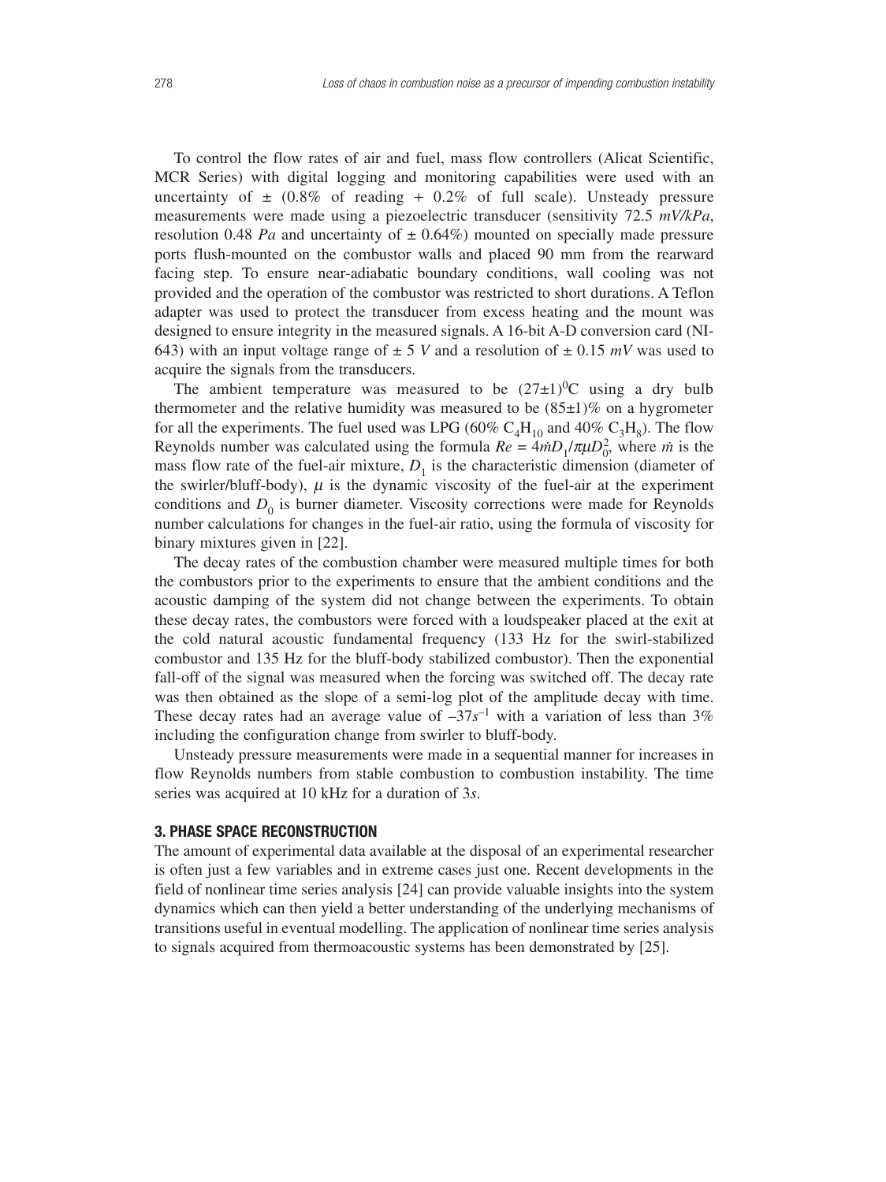To control the flow rates of air and fuel, mass flow controllers (Alicat Scientific, MCR Series) with digital logging and monitoring capabilities were used with an uncertainty of ± (0.8% of reading + 0.2% of full scale). Unsteady pressure measurements were made using a piezoelectric transducer (sensitivity 72.5 *mV/kPa*, resolution 0.48 *Pa* and uncertainty of ± 0.64%) mounted on specially made pressure ports flush-mounted on the combustor walls and placed 90 mm from the rearward facing step. To ensure near-adiabatic boundary conditions, wall cooling was not provided and the operation of the combustor was restricted to short durations. A Teflon adapter was used to protect the transducer from excess heating and the mount was designed to ensure integrity in the measured signals. A 16-bit A-D conversion card (NI-643) with an input voltage range of ± 5 *V* and a resolution of ± 0.15 *mV* was used to acquire the signals from the transducers.

The ambient temperature was measured to be $(27\pm1)^0$C using a dry bulb thermometer and the relative humidity was measured to be (85±1)% on a hygrometer for all the experiments. The fuel used was LPG (60% $C_4H_{10}$ and 40% $C_3H_8$). The flow Reynolds number was calculated using the formula $Re = 4\dot{m}D_1/\pi\mu D_0^2$, where $\dot{m}$ is the mass flow rate of the fuel-air mixture, $D_1$ is the characteristic dimension (diameter of the swirler/bluff-body), $\mu$ is the dynamic viscosity of the fuel-air at the experiment conditions and $D_0$ is burner diameter. Viscosity corrections were made for Reynolds number calculations for changes in the fuel-air ratio, using the formula of viscosity for binary mixtures given in [22].

The decay rates of the combustion chamber were measured multiple times for both the combustors prior to the experiments to ensure that the ambient conditions and the acoustic damping of the system did not change between the experiments. To obtain these decay rates, the combustors were forced with a loudspeaker placed at the exit at the cold natural acoustic fundamental frequency (133 Hz for the swirl-stabilized combustor and 135 Hz for the bluff-body stabilized combustor). Then the exponential fall-off of the signal was measured when the forcing was switched off. The decay rate was then obtained as the slope of a semi-log plot of the amplitude decay with time. These decay rates had an average value of $-37s^{-1}$ with a variation of less than 3% including the configuration change from swirler to bluff-body.

Unsteady pressure measurements were made in a sequential manner for increases in flow Reynolds numbers from stable combustion to combustion instability. The time series was acquired at 10 kHz for a duration of 3*s*.

## 3. PHASE SPACE RECONSTRUCTION

The amount of experimental data available at the disposal of an experimental researcher is often just a few variables and in extreme cases just one. Recent developments in the field of nonlinear time series analysis [24] can provide valuable insights into the system dynamics which can then yield a better understanding of the underlying mechanisms of transitions useful in eventual modelling. The application of nonlinear time series analysis to signals acquired from thermoacoustic systems has been demonstrated by [25].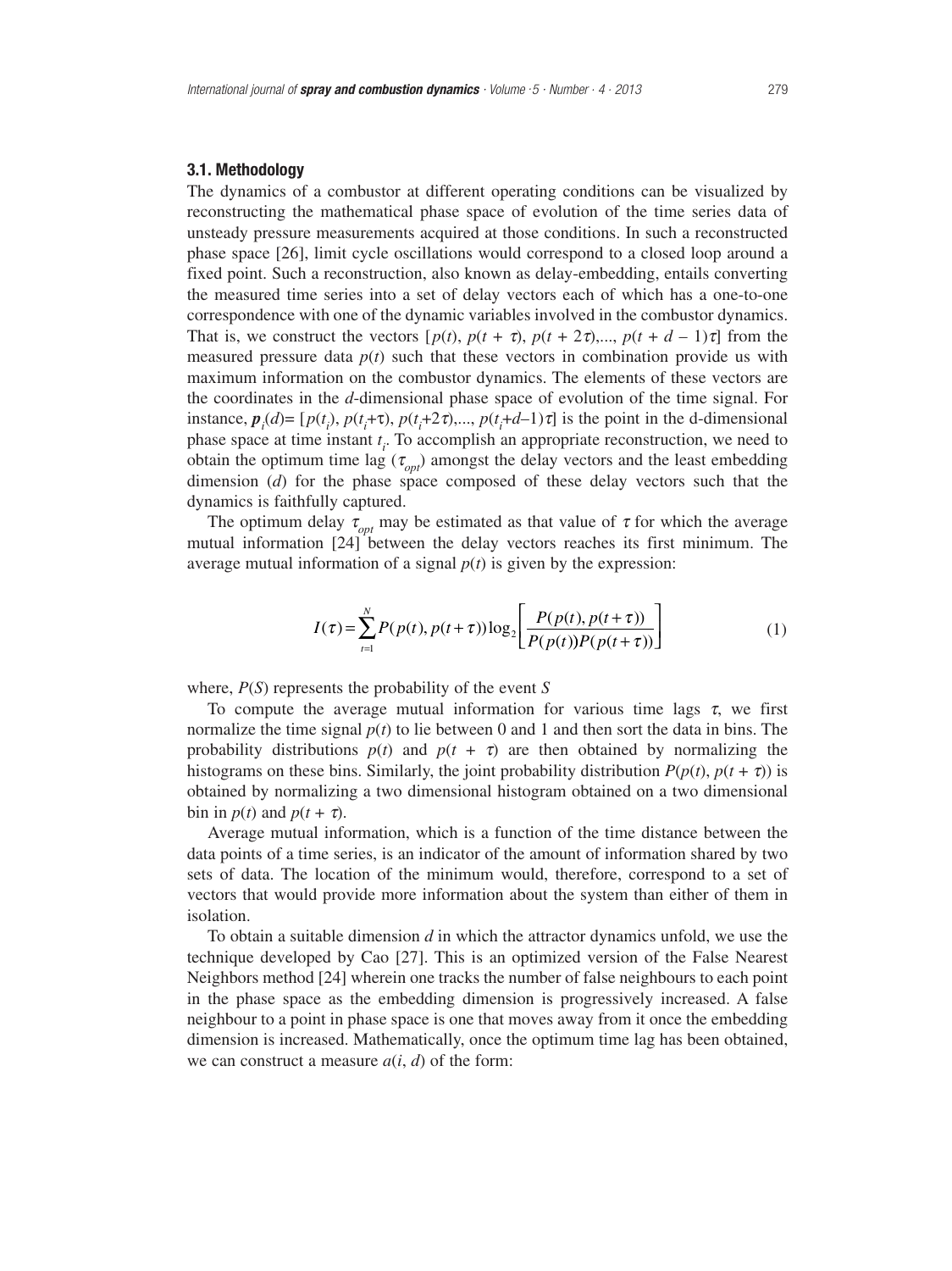### 3.1. Methodology

The dynamics of a combustor at different operating conditions can be visualized by reconstructing the mathematical phase space of evolution of the time series data of unsteady pressure measurements acquired at those conditions. In such a reconstructed phase space [26], limit cycle oscillations would correspond to a closed loop around a fixed point. Such a reconstruction, also known as delay-embedding, entails converting the measured time series into a set of delay vectors each of which has a one-to-one correspondence with one of the dynamic variables involved in the combustor dynamics. That is, we construct the vectors $[p(t), p(t + \tau), p(t + 2\tau),..., p(t + d - 1)\tau]$ from the measured pressure data $p(t)$ such that these vectors in combination provide us with maximum information on the combustor dynamics. The elements of these vectors are the coordinates in the $d$-dimensional phase space of evolution of the time signal. For instance, $\boldsymbol{p}_i(d) = [p(t_i), p(t_i+\tau), p(t_i+2\tau),..., p(t_i+d-1)\tau]$ is the point in the d-dimensional phase space at time instant $t_i$. To accomplish an appropriate reconstruction, we need to obtain the optimum time lag ($\tau_{opt}$) amongst the delay vectors and the least embedding dimension ($d$) for the phase space composed of these delay vectors such that the dynamics is faithfully captured.

The optimum delay $\tau_{opt}$ may be estimated as that value of $\tau$ for which the average mutual information [24] between the delay vectors reaches its first minimum. The average mutual information of a signal $p(t)$ is given by the expression:

$$I(\tau) = \sum_{t=1}^{N} P(p(t), p(t+\tau)) \log_2 \left[ \frac{P(p(t), p(t+\tau))}{P(p(t))P(p(t+\tau))} \right] \tag{1}$$

where, $P(S)$ represents the probability of the event $S$

To compute the average mutual information for various time lags $\tau$, we first normalize the time signal $p(t)$ to lie between 0 and 1 and then sort the data in bins. The probability distributions $p(t)$ and $p(t + \tau)$ are then obtained by normalizing the histograms on these bins. Similarly, the joint probability distribution $P(p(t), p(t + \tau))$ is obtained by normalizing a two dimensional histogram obtained on a two dimensional bin in $p(t)$ and $p(t + \tau)$.

Average mutual information, which is a function of the time distance between the data points of a time series, is an indicator of the amount of information shared by two sets of data. The location of the minimum would, therefore, correspond to a set of vectors that would provide more information about the system than either of them in isolation.

To obtain a suitable dimension $d$ in which the attractor dynamics unfold, we use the technique developed by Cao [27]. This is an optimized version of the False Nearest Neighbors method [24] wherein one tracks the number of false neighbours to each point in the phase space as the embedding dimension is progressively increased. A false neighbour to a point in phase space is one that moves away from it once the embedding dimension is increased. Mathematically, once the optimum time lag has been obtained, we can construct a measure $a(i, d)$ of the form: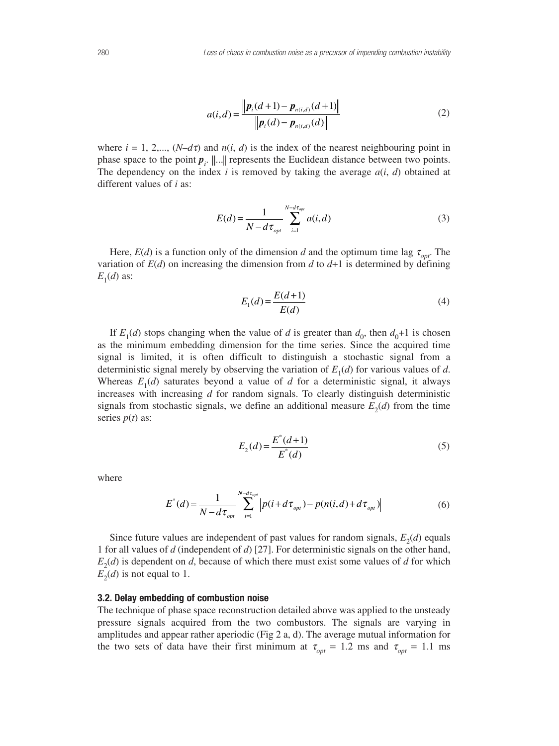$$a(i,d) = \frac{\left\| \boldsymbol{p}_i(d+1) - \boldsymbol{p}_{n(i,d)}(d+1) \right\|}{\left\| \boldsymbol{p}_i(d) - \boldsymbol{p}_{n(i,d)}(d) \right\|} \tag{2}$$

where $i = 1, 2, ..., (N–d\tau)$ and $n(i, d)$ is the index of the nearest neighbouring point in phase space to the point $\boldsymbol{p}_i$. $\|...\|$ represents the Euclidean distance between two points. The dependency on the index $i$ is removed by taking the average $a(i, d)$ obtained at different values of $i$ as:

$$E(d) = \frac{1}{N - d\tau_{opt}} \sum_{i=1}^{N-d\tau_{opt}} a(i,d) \tag{3}$$

Here, $E(d)$ is a function only of the dimension $d$ and the optimum time lag $\tau_{opt}$. The variation of $E(d)$ on increasing the dimension from $d$ to $d$+1 is determined by defining $E_1(d)$ as:

$$E_1(d) = \frac{E(d+1)}{E(d)} \tag{4}$$

If $E_1(d)$ stops changing when the value of $d$ is greater than $d_0$, then $d_0$+1 is chosen as the minimum embedding dimension for the time series. Since the acquired time signal is limited, it is often difficult to distinguish a stochastic signal from a deterministic signal merely by observing the variation of $E_1(d)$ for various values of $d$. Whereas $E_1(d)$ saturates beyond a value of $d$ for a deterministic signal, it always increases with increasing $d$ for random signals. To clearly distinguish deterministic signals from stochastic signals, we define an additional measure $E_2(d)$ from the time series $p(t)$ as:

$$E_2(d) = \frac{E^*(d+1)}{E^*(d)} \tag{5}$$

where

$$E^*(d) = \frac{1}{N - d\tau_{opt}} \sum_{i=1}^{N-d\tau_{opt}} \left| p(i + d\tau_{opt}) - p(n(i,d) + d\tau_{opt}) \right| \tag{6}$$

Since future values are independent of past values for random signals, $E_2(d)$ equals 1 for all values of $d$ (independent of $d$) [27]. For deterministic signals on the other hand, $E_2(d)$ is dependent on $d$, because of which there must exist some values of $d$ for which $E_2(d)$ is not equal to 1.

### 3.2. Delay embedding of combustion noise

The technique of phase space reconstruction detailed above was applied to the unsteady pressure signals acquired from the two combustors. The signals are varying in amplitudes and appear rather aperiodic (Fig 2 a, d). The average mutual information for the two sets of data have their first minimum at $\tau_{opt}$ = 1.2 ms and $\tau_{opt}$ = 1.1 ms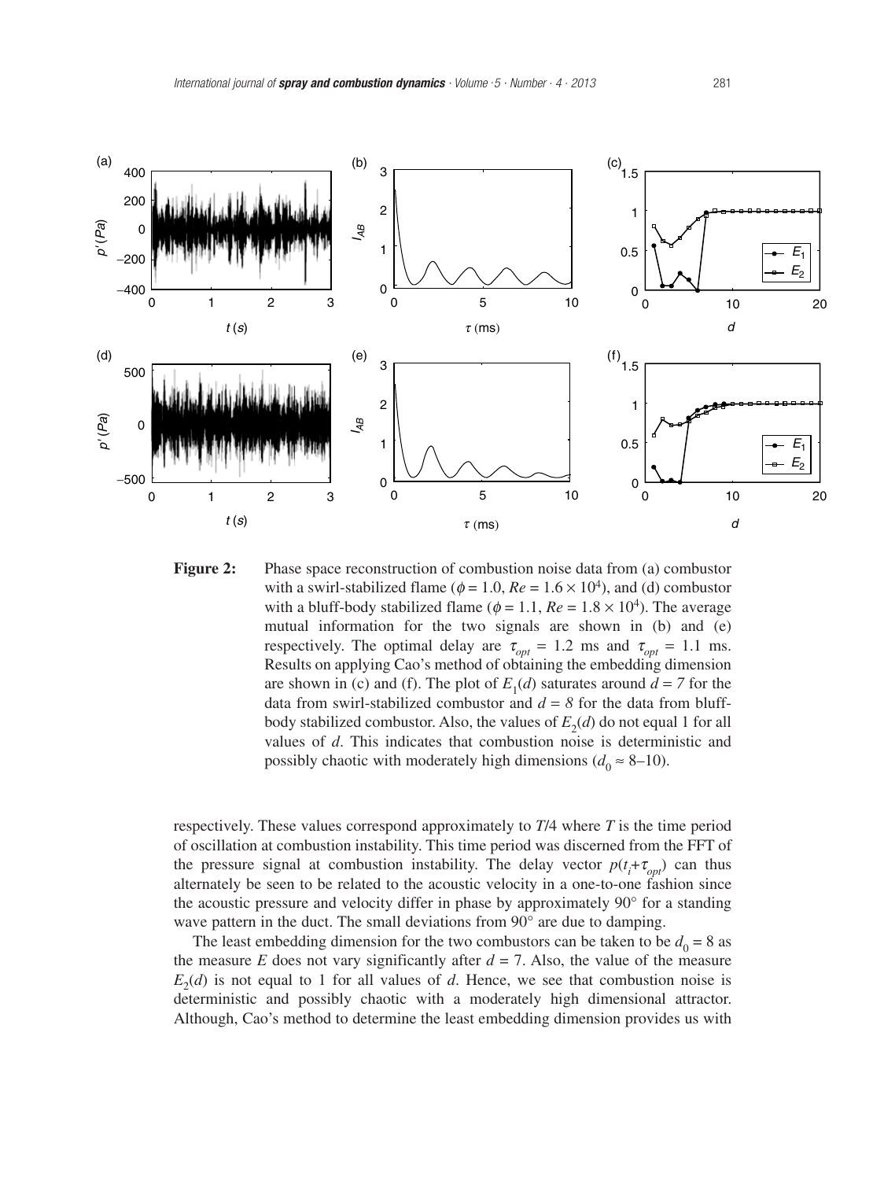**Figure 2:** Phase space reconstruction of combustion noise data from (a) combustor with a swirl-stabilized flame ($\phi = 1.0$, $Re = 1.6 \times 10^4$), and (d) combustor with a bluff-body stabilized flame ($\phi = 1.1$, $Re = 1.8 \times 10^4$). The average mutual information for the two signals are shown in (b) and (e) respectively. The optimal delay are $\tau_{opt} = 1.2$ ms and $\tau_{opt} = 1.1$ ms. Results on applying Cao's method of obtaining the embedding dimension are shown in (c) and (f). The plot of $E_1(d)$ saturates around $d = 7$ for the data from swirl-stabilized combustor and $d = 8$ for the data from bluff-body stabilized combustor. Also, the values of $E_2(d)$ do not equal 1 for all values of $d$. This indicates that combustion noise is deterministic and possibly chaotic with moderately high dimensions ($d_0 \approx 8$–10).

respectively. These values correspond approximately to $T/4$ where $T$ is the time period of oscillation at combustion instability. This time period was discerned from the FFT of the pressure signal at combustion instability. The delay vector $p(t_i + \tau_{opt})$ can thus alternately be seen to be related to the acoustic velocity in a one-to-one fashion since the acoustic pressure and velocity differ in phase by approximately 90° for a standing wave pattern in the duct. The small deviations from 90° are due to damping.

The least embedding dimension for the two combustors can be taken to be $d_0 = 8$ as the measure $E$ does not vary significantly after $d = 7$. Also, the value of the measure $E_2(d)$ is not equal to 1 for all values of $d$. Hence, we see that combustion noise is deterministic and possibly chaotic with a moderately high dimensional attractor. Although, Cao's method to determine the least embedding dimension provides us with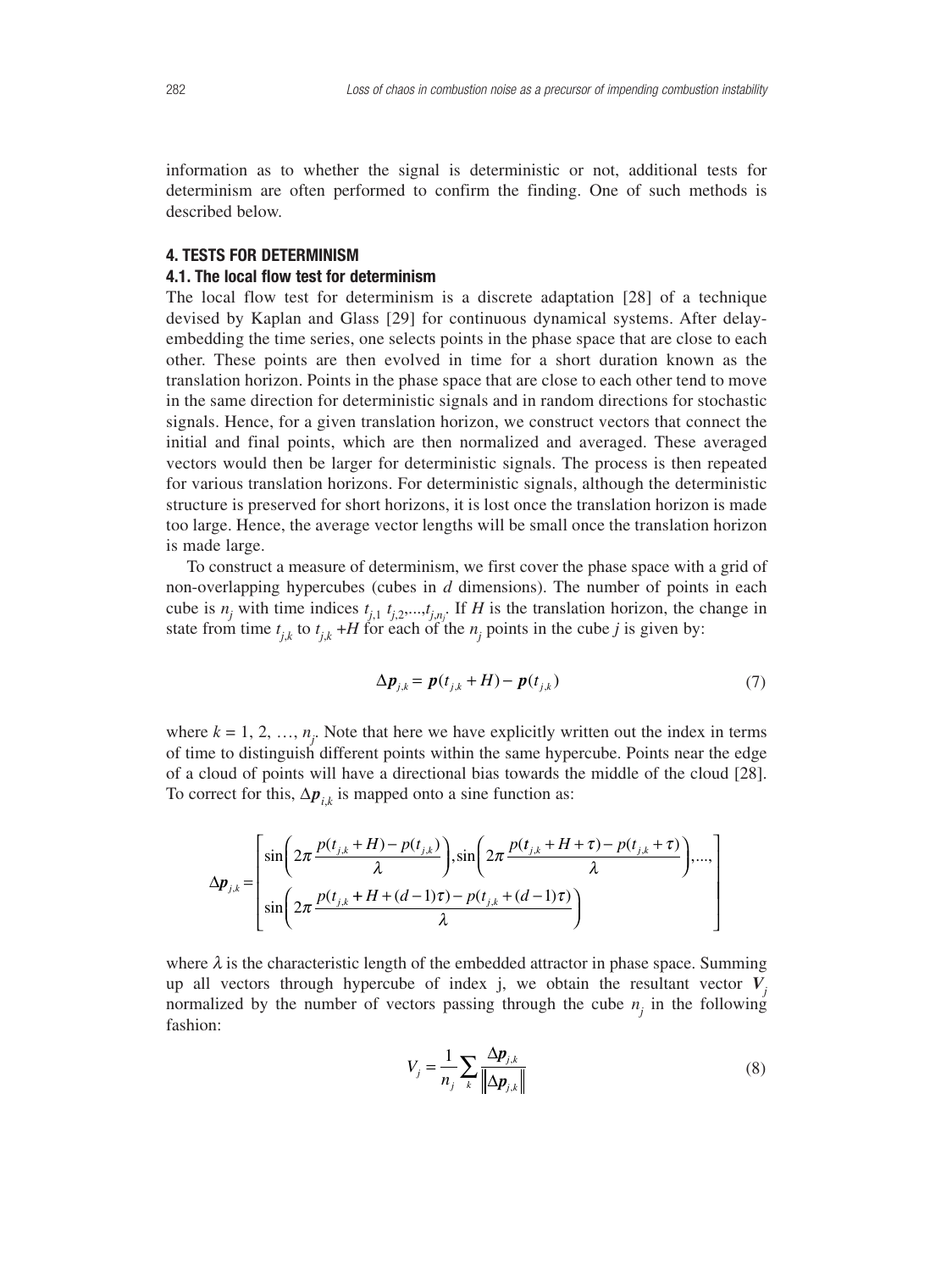information as to whether the signal is deterministic or not, additional tests for determinism are often performed to confirm the finding. One of such methods is described below.

## 4. TESTS FOR DETERMINISM

### 4.1. The local flow test for determinism

The local flow test for determinism is a discrete adaptation [28] of a technique devised by Kaplan and Glass [29] for continuous dynamical systems. After delay-embedding the time series, one selects points in the phase space that are close to each other. These points are then evolved in time for a short duration known as the translation horizon. Points in the phase space that are close to each other tend to move in the same direction for deterministic signals and in random directions for stochastic signals. Hence, for a given translation horizon, we construct vectors that connect the initial and final points, which are then normalized and averaged. These averaged vectors would then be larger for deterministic signals. The process is then repeated for various translation horizons. For deterministic signals, although the deterministic structure is preserved for short horizons, it is lost once the translation horizon is made too large. Hence, the average vector lengths will be small once the translation horizon is made large.

To construct a measure of determinism, we first cover the phase space with a grid of non-overlapping hypercubes (cubes in $d$ dimensions). The number of points in each cube is $n_j$ with time indices $t_{j,1}\ t_{j,2},...,t_{j,n_j}$. If $H$ is the translation horizon, the change in state from time $t_{j,k}$ to $t_{j,k}+H$ for each of the $n_j$ points in the cube $j$ is given by:

$$\Delta \boldsymbol{p}_{j,k} = \boldsymbol{p}(t_{j,k}+H) - \boldsymbol{p}(t_{j,k}) \tag{7}$$

where $k = 1, 2, \ldots, n_j$. Note that here we have explicitly written out the index in terms of time to distinguish different points within the same hypercube. Points near the edge of a cloud of points will have a directional bias towards the middle of the cloud [28]. To correct for this, $\Delta \boldsymbol{p}_{i,k}$ is mapped onto a sine function as:

$$\Delta \boldsymbol{p}_{j,k} = \begin{bmatrix} \sin\left(2\pi \dfrac{p(t_{j,k}+H) - p(t_{j,k})}{\lambda}\right), \sin\left(2\pi \dfrac{p(t_{j,k}+H+\tau) - p(t_{j,k}+\tau)}{\lambda}\right), ..., \\ \sin\left(2\pi \dfrac{p(t_{j,k}+H+(d-1)\tau) - p(t_{j,k}+(d-1)\tau)}{\lambda}\right) \end{bmatrix}$$

where $\lambda$ is the characteristic length of the embedded attractor in phase space. Summing up all vectors through hypercube of index j, we obtain the resultant vector $\boldsymbol{V}_j$ normalized by the number of vectors passing through the cube $n_j$ in the following fashion:

$$V_j = \frac{1}{n_j} \sum_k \frac{\Delta \boldsymbol{p}_{j,k}}{\left\| \Delta \boldsymbol{p}_{j,k} \right\|} \tag{8}$$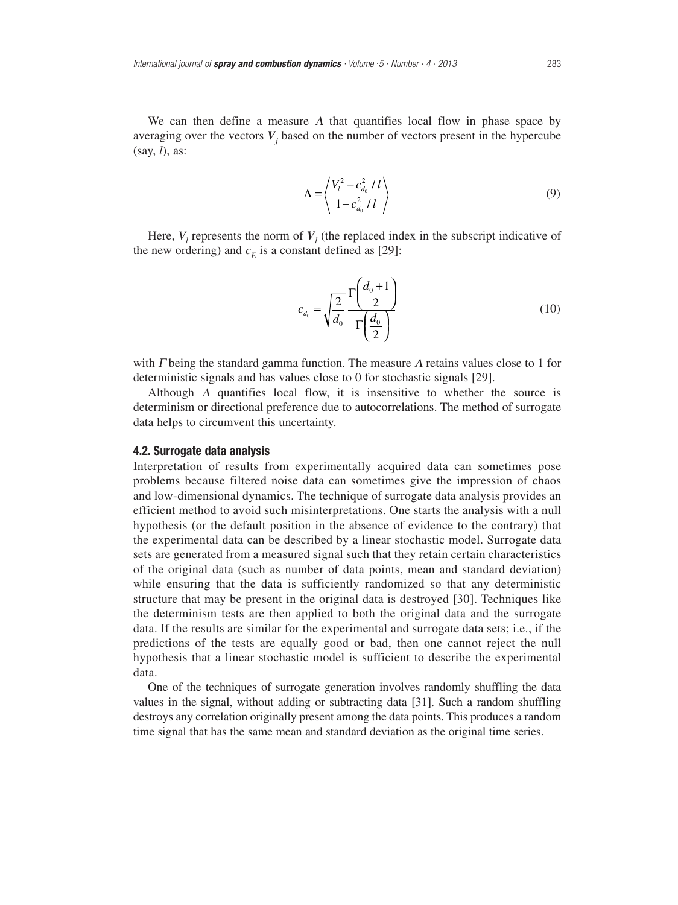We can then define a measure $\Lambda$ that quantifies local flow in phase space by averaging over the vectors $\boldsymbol{V}_j$ based on the number of vectors present in the hypercube (say, $l$), as:

$$\Lambda = \left\langle \frac{V_l^2 - c_{d_0}^2 / l}{1 - c_{d_0}^2 / l} \right\rangle \tag{9}$$

Here, $V_l$ represents the norm of $\boldsymbol{V}_l$ (the replaced index in the subscript indicative of the new ordering) and $c_E$ is a constant defined as [29]:

$$c_{d_0} = \sqrt{\frac{2}{d_0}} \frac{\Gamma\left(\frac{d_0 + 1}{2}\right)}{\Gamma\left(\frac{d_0}{2}\right)} \tag{10}$$

with $\Gamma$ being the standard gamma function. The measure $\Lambda$ retains values close to 1 for deterministic signals and has values close to 0 for stochastic signals [29].

Although $\Lambda$ quantifies local flow, it is insensitive to whether the source is determinism or directional preference due to autocorrelations. The method of surrogate data helps to circumvent this uncertainty.

### 4.2. Surrogate data analysis

Interpretation of results from experimentally acquired data can sometimes pose problems because filtered noise data can sometimes give the impression of chaos and low-dimensional dynamics. The technique of surrogate data analysis provides an efficient method to avoid such misinterpretations. One starts the analysis with a null hypothesis (or the default position in the absence of evidence to the contrary) that the experimental data can be described by a linear stochastic model. Surrogate data sets are generated from a measured signal such that they retain certain characteristics of the original data (such as number of data points, mean and standard deviation) while ensuring that the data is sufficiently randomized so that any deterministic structure that may be present in the original data is destroyed [30]. Techniques like the determinism tests are then applied to both the original data and the surrogate data. If the results are similar for the experimental and surrogate data sets; i.e., if the predictions of the tests are equally good or bad, then one cannot reject the null hypothesis that a linear stochastic model is sufficient to describe the experimental data.

One of the techniques of surrogate generation involves randomly shuffling the data values in the signal, without adding or subtracting data [31]. Such a random shuffling destroys any correlation originally present among the data points. This produces a random time signal that has the same mean and standard deviation as the original time series.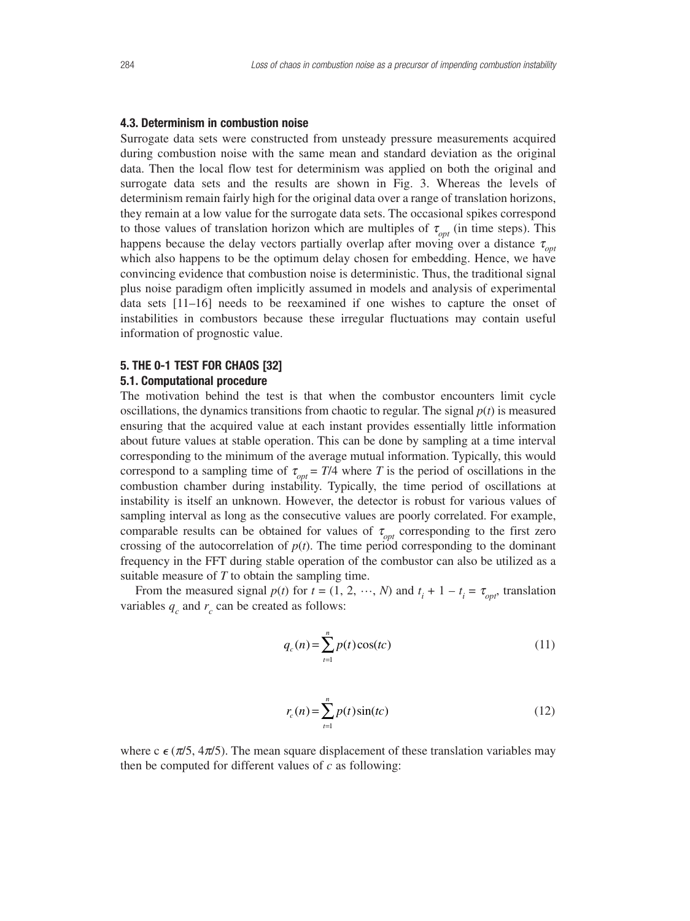### 4.3. Determinism in combustion noise

Surrogate data sets were constructed from unsteady pressure measurements acquired during combustion noise with the same mean and standard deviation as the original data. Then the local flow test for determinism was applied on both the original and surrogate data sets and the results are shown in Fig. 3. Whereas the levels of determinism remain fairly high for the original data over a range of translation horizons, they remain at a low value for the surrogate data sets. The occasional spikes correspond to those values of translation horizon which are multiples of $\tau_{opt}$ (in time steps). This happens because the delay vectors partially overlap after moving over a distance $\tau_{opt}$ which also happens to be the optimum delay chosen for embedding. Hence, we have convincing evidence that combustion noise is deterministic. Thus, the traditional signal plus noise paradigm often implicitly assumed in models and analysis of experimental data sets [11–16] needs to be reexamined if one wishes to capture the onset of instabilities in combustors because these irregular fluctuations may contain useful information of prognostic value.

## 5. THE 0-1 TEST FOR CHAOS [32]

### 5.1. Computational procedure

The motivation behind the test is that when the combustor encounters limit cycle oscillations, the dynamics transitions from chaotic to regular. The signal $p(t)$ is measured ensuring that the acquired value at each instant provides essentially little information about future values at stable operation. This can be done by sampling at a time interval corresponding to the minimum of the average mutual information. Typically, this would correspond to a sampling time of $\tau_{opt} = T/4$ where $T$ is the period of oscillations in the combustion chamber during instability. Typically, the time period of oscillations at instability is itself an unknown. However, the detector is robust for various values of sampling interval as long as the consecutive values are poorly correlated. For example, comparable results can be obtained for values of $\tau_{opt}$ corresponding to the first zero crossing of the autocorrelation of $p(t)$. The time period corresponding to the dominant frequency in the FFT during stable operation of the combustor can also be utilized as a suitable measure of $T$ to obtain the sampling time.

From the measured signal $p(t)$ for $t = (1, 2, \cdots, N)$ and $t_i + 1 - t_i = \tau_{opt}$, translation variables $q_c$ and $r_c$ can be created as follows:

$$q_c(n) = \sum_{t=1}^{n} p(t)\cos(tc) \tag{11}$$

$$r_c(n) = \sum_{t=1}^{n} p(t)\sin(tc) \tag{12}$$

where $c \in (\pi/5, 4\pi/5)$. The mean square displacement of these translation variables may then be computed for different values of $c$ as following: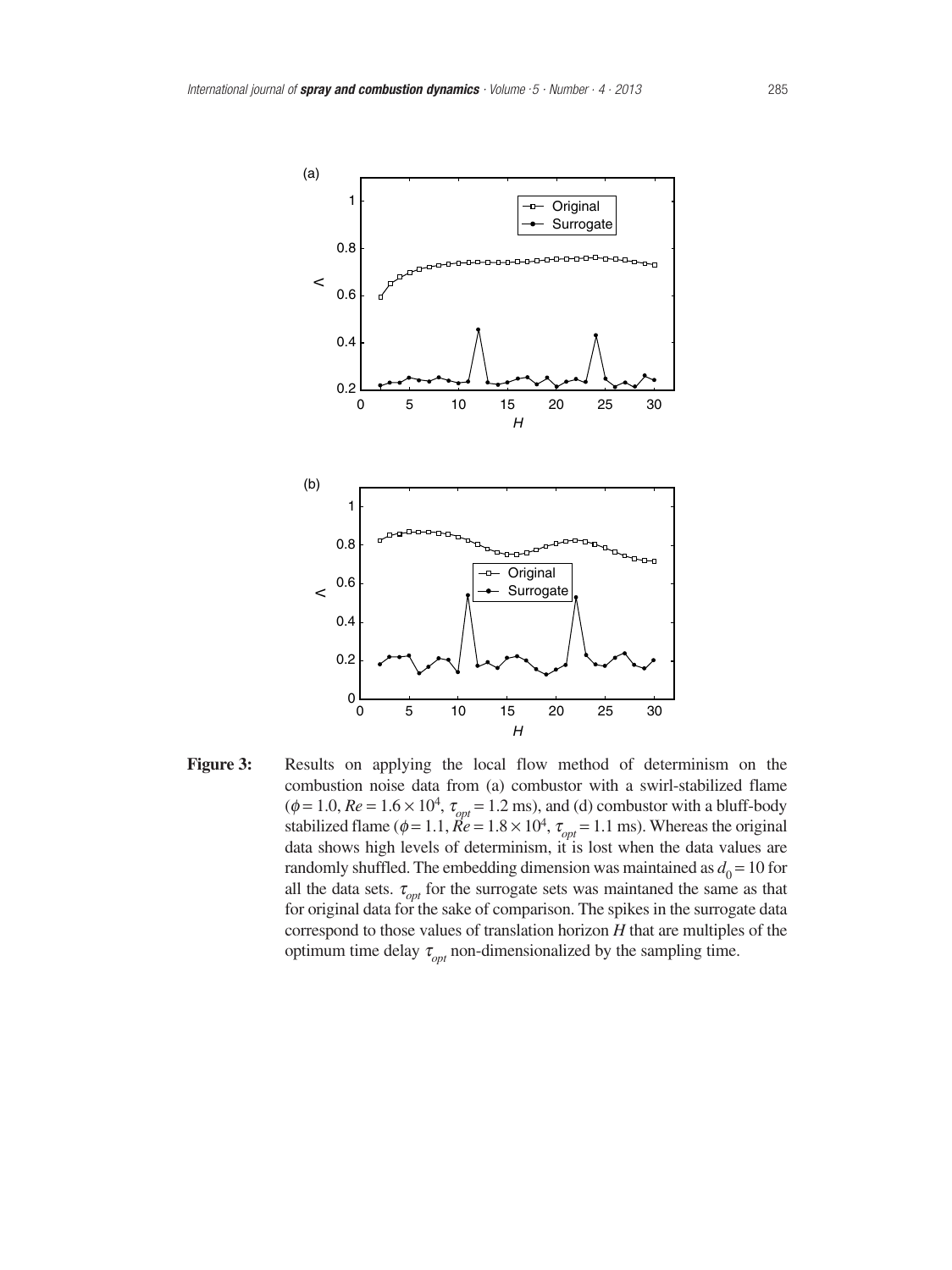**Figure 3:** Results on applying the local flow method of determinism on the combustion noise data from (a) combustor with a swirl-stabilized flame ($\phi = 1.0$, $Re = 1.6 \times 10^4$, $\tau_{opt} = 1.2$ ms), and (d) combustor with a bluff-body stabilized flame ($\phi = 1.1$, $Re = 1.8 \times 10^4$, $\tau_{opt} = 1.1$ ms). Whereas the original data shows high levels of determinism, it is lost when the data values are randomly shuffled. The embedding dimension was maintained as $d_0 = 10$ for all the data sets. $\tau_{opt}$ for the surrogate sets was maintaned the same as that for original data for the sake of comparison. The spikes in the surrogate data correspond to those values of translation horizon $H$ that are multiples of the optimum time delay $\tau_{opt}$ non-dimensionalized by the sampling time.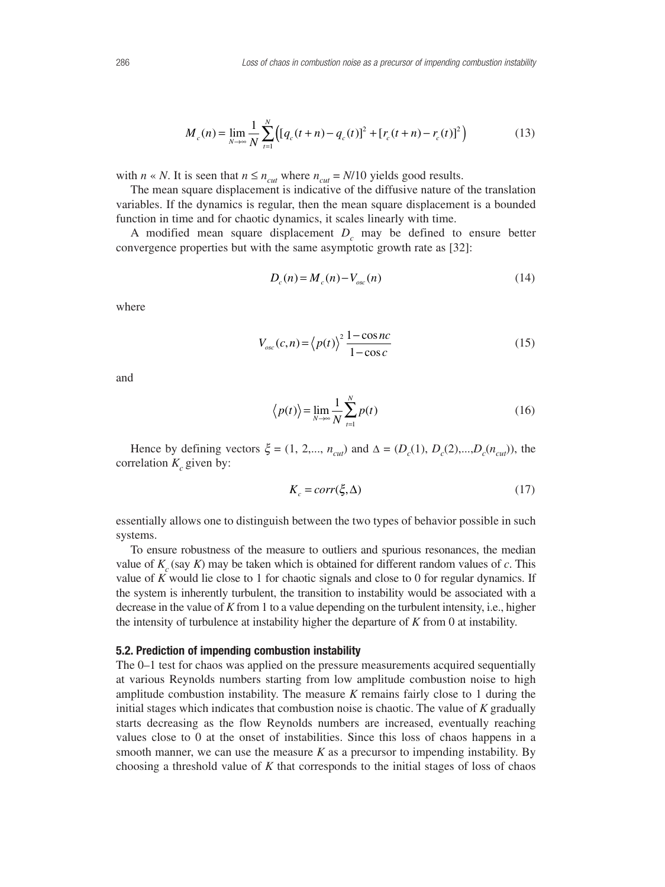$$M_c(n) = \lim_{N\to\infty} \frac{1}{N} \sum_{t=1}^{N} \left( [q_c(t+n) - q_c(t)]^2 + [r_c(t+n) - r_c(t)]^2 \right) \tag{13}$$

with $n \ll N$. It is seen that $n \leq n_{cut}$ where $n_{cut} = N/10$ yields good results.

The mean square displacement is indicative of the diffusive nature of the translation variables. If the dynamics is regular, then the mean square displacement is a bounded function in time and for chaotic dynamics, it scales linearly with time.

A modified mean square displacement $D_c$ may be defined to ensure better convergence properties but with the same asymptotic growth rate as [32]:

$$D_c(n) = M_c(n) - V_{osc}(n) \tag{14}$$

where

$$V_{osc}(c,n) = \langle p(t) \rangle^2 \frac{1 - \cos nc}{1 - \cos c} \tag{15}$$

and

$$\langle p(t) \rangle = \lim_{N\to\infty} \frac{1}{N} \sum_{t=1}^{N} p(t) \tag{16}$$

Hence by defining vectors $\xi = (1, 2, ..., n_{cut})$ and $\Delta = (D_c(1), D_c(2), ..., D_c(n_{cut}))$, the correlation $K_c$ given by:

$$K_c = corr(\xi, \Delta) \tag{17}$$

essentially allows one to distinguish between the two types of behavior possible in such systems.

To ensure robustness of the measure to outliers and spurious resonances, the median value of $K_c$ (say $K$) may be taken which is obtained for different random values of $c$. This value of $K$ would lie close to 1 for chaotic signals and close to 0 for regular dynamics. If the system is inherently turbulent, the transition to instability would be associated with a decrease in the value of $K$ from 1 to a value depending on the turbulent intensity, i.e., higher the intensity of turbulence at instability higher the departure of $K$ from 0 at instability.

### 5.2. Prediction of impending combustion instability

The 0–1 test for chaos was applied on the pressure measurements acquired sequentially at various Reynolds numbers starting from low amplitude combustion noise to high amplitude combustion instability. The measure $K$ remains fairly close to 1 during the initial stages which indicates that combustion noise is chaotic. The value of $K$ gradually starts decreasing as the flow Reynolds numbers are increased, eventually reaching values close to 0 at the onset of instabilities. Since this loss of chaos happens in a smooth manner, we can use the measure $K$ as a precursor to impending instability. By choosing a threshold value of $K$ that corresponds to the initial stages of loss of chaos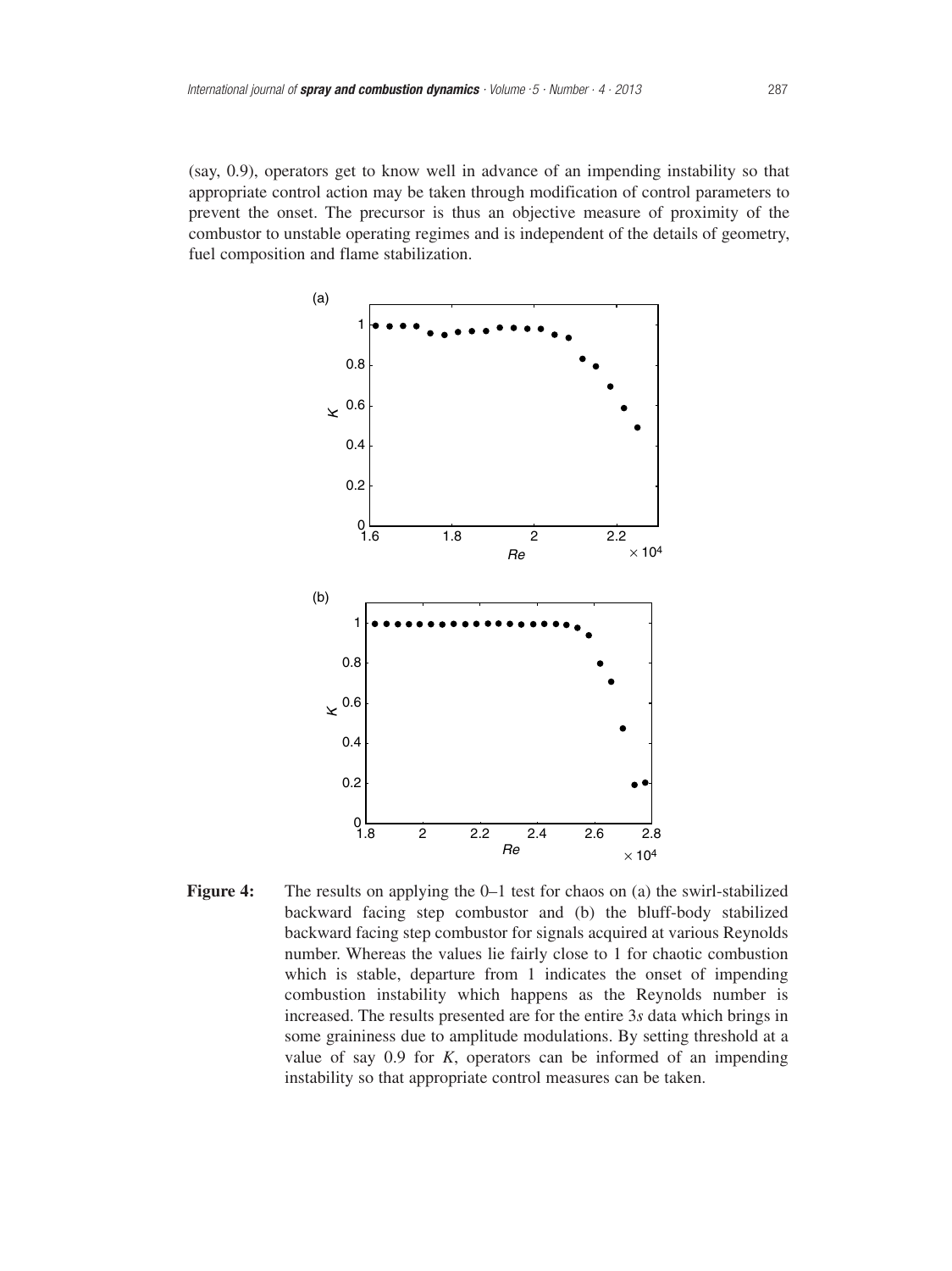(say, 0.9), operators get to know well in advance of an impending instability so that appropriate control action may be taken through modification of control parameters to prevent the onset. The precursor is thus an objective measure of proximity of the combustor to unstable operating regimes and is independent of the details of geometry, fuel composition and flame stabilization.

**Figure 4:** The results on applying the 0–1 test for chaos on (a) the swirl-stabilized backward facing step combustor and (b) the bluff-body stabilized backward facing step combustor for signals acquired at various Reynolds number. Whereas the values lie fairly close to 1 for chaotic combustion which is stable, departure from 1 indicates the onset of impending combustion instability which happens as the Reynolds number is increased. The results presented are for the entire 3*s* data which brings in some graininess due to amplitude modulations. By setting threshold at a value of say 0.9 for $K$, operators can be informed of an impending instability so that appropriate control measures can be taken.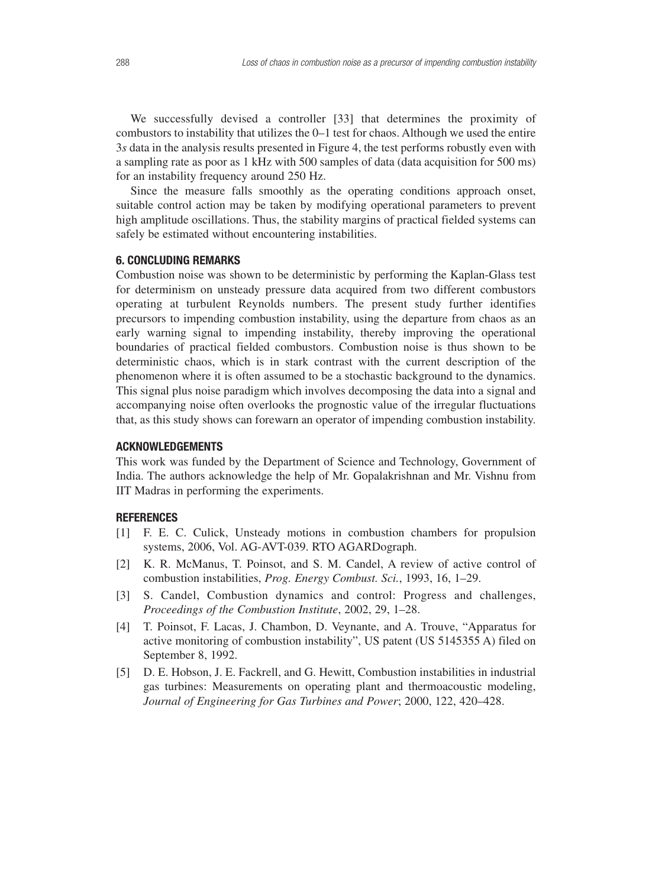We successfully devised a controller [33] that determines the proximity of combustors to instability that utilizes the 0–1 test for chaos. Although we used the entire 3*s* data in the analysis results presented in Figure 4, the test performs robustly even with a sampling rate as poor as 1 kHz with 500 samples of data (data acquisition for 500 ms) for an instability frequency around 250 Hz.

Since the measure falls smoothly as the operating conditions approach onset, suitable control action may be taken by modifying operational parameters to prevent high amplitude oscillations. Thus, the stability margins of practical fielded systems can safely be estimated without encountering instabilities.

## 6. CONCLUDING REMARKS

Combustion noise was shown to be deterministic by performing the Kaplan-Glass test for determinism on unsteady pressure data acquired from two different combustors operating at turbulent Reynolds numbers. The present study further identifies precursors to impending combustion instability, using the departure from chaos as an early warning signal to impending instability, thereby improving the operational boundaries of practical fielded combustors. Combustion noise is thus shown to be deterministic chaos, which is in stark contrast with the current description of the phenomenon where it is often assumed to be a stochastic background to the dynamics. This signal plus noise paradigm which involves decomposing the data into a signal and accompanying noise often overlooks the prognostic value of the irregular fluctuations that, as this study shows can forewarn an operator of impending combustion instability.

## ACKNOWLEDGEMENTS

This work was funded by the Department of Science and Technology, Government of India. The authors acknowledge the help of Mr. Gopalakrishnan and Mr. Vishnu from IIT Madras in performing the experiments.

## REFERENCES

[1] F. E. C. Culick, Unsteady motions in combustion chambers for propulsion systems, 2006, Vol. AG-AVT-039. RTO AGARDograph.

[2] K. R. McManus, T. Poinsot, and S. M. Candel, A review of active control of combustion instabilities, *Prog. Energy Combust. Sci.*, 1993, 16, 1–29.

[3] S. Candel, Combustion dynamics and control: Progress and challenges, *Proceedings of the Combustion Institute*, 2002, 29, 1–28.

[4] T. Poinsot, F. Lacas, J. Chambon, D. Veynante, and A. Trouve, "Apparatus for active monitoring of combustion instability", US patent (US 5145355 A) filed on September 8, 1992.

[5] D. E. Hobson, J. E. Fackrell, and G. Hewitt, Combustion instabilities in industrial gas turbines: Measurements on operating plant and thermoacoustic modeling, *Journal of Engineering for Gas Turbines and Power*; 2000, 122, 420–428.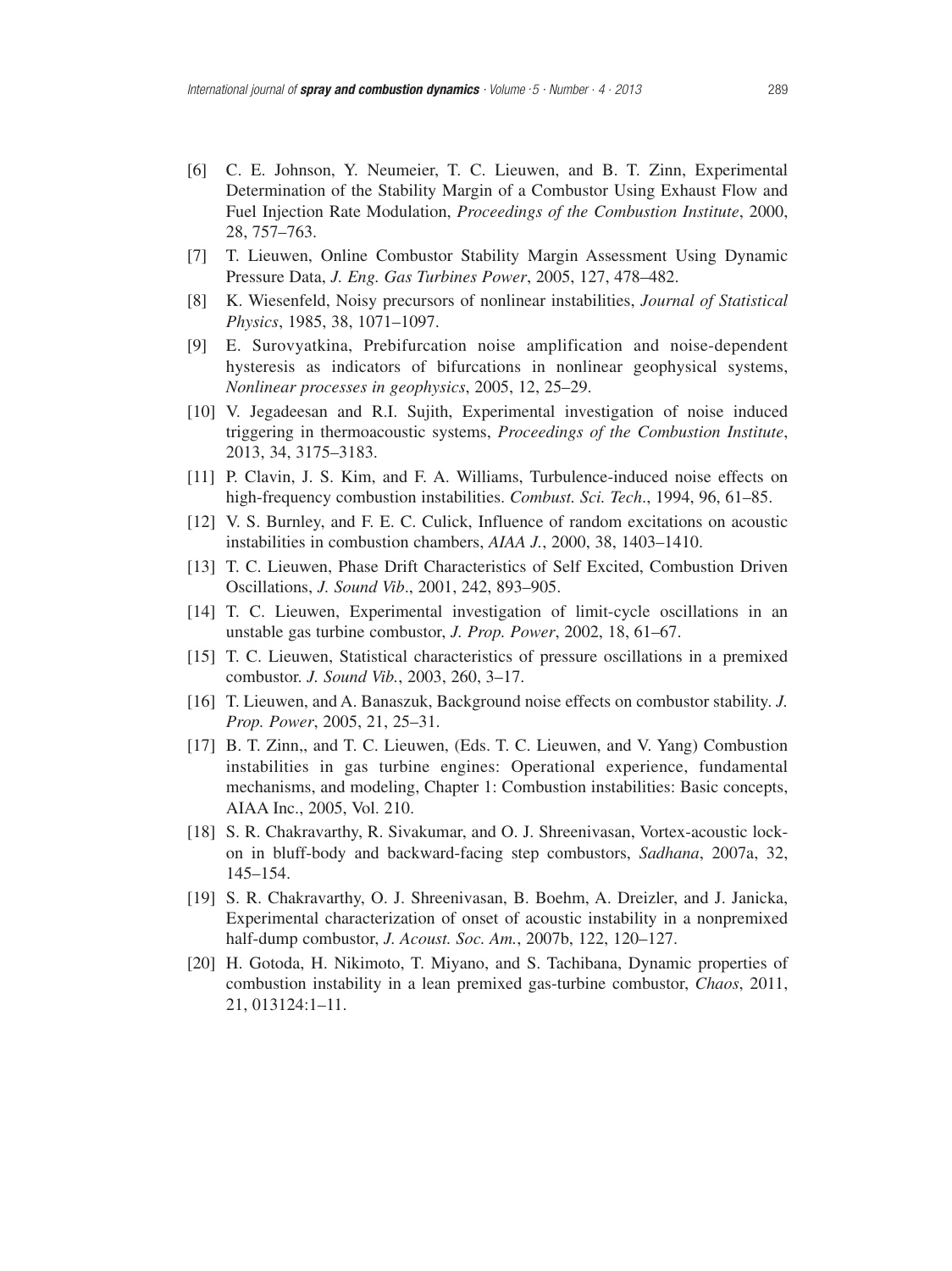[6] C. E. Johnson, Y. Neumeier, T. C. Lieuwen, and B. T. Zinn, Experimental Determination of the Stability Margin of a Combustor Using Exhaust Flow and Fuel Injection Rate Modulation, *Proceedings of the Combustion Institute*, 2000, 28, 757–763.

[7] T. Lieuwen, Online Combustor Stability Margin Assessment Using Dynamic Pressure Data, *J. Eng. Gas Turbines Power*, 2005, 127, 478–482.

[8] K. Wiesenfeld, Noisy precursors of nonlinear instabilities, *Journal of Statistical Physics*, 1985, 38, 1071–1097.

[9] E. Surovyatkina, Prebifurcation noise amplification and noise-dependent hysteresis as indicators of bifurcations in nonlinear geophysical systems, *Nonlinear processes in geophysics*, 2005, 12, 25–29.

[10] V. Jegadeesan and R.I. Sujith, Experimental investigation of noise induced triggering in thermoacoustic systems, *Proceedings of the Combustion Institute*, 2013, 34, 3175–3183.

[11] P. Clavin, J. S. Kim, and F. A. Williams, Turbulence-induced noise effects on high-frequency combustion instabilities. *Combust. Sci. Tech*., 1994, 96, 61–85.

[12] V. S. Burnley, and F. E. C. Culick, Influence of random excitations on acoustic instabilities in combustion chambers, *AIAA J.*, 2000, 38, 1403–1410.

[13] T. C. Lieuwen, Phase Drift Characteristics of Self Excited, Combustion Driven Oscillations, *J. Sound Vib*., 2001, 242, 893–905.

[14] T. C. Lieuwen, Experimental investigation of limit-cycle oscillations in an unstable gas turbine combustor, *J. Prop. Power*, 2002, 18, 61–67.

[15] T. C. Lieuwen, Statistical characteristics of pressure oscillations in a premixed combustor. *J. Sound Vib.*, 2003, 260, 3–17.

[16] T. Lieuwen, and A. Banaszuk, Background noise effects on combustor stability. *J. Prop. Power*, 2005, 21, 25–31.

[17] B. T. Zinn,, and T. C. Lieuwen, (Eds. T. C. Lieuwen, and V. Yang) Combustion instabilities in gas turbine engines: Operational experience, fundamental mechanisms, and modeling, Chapter 1: Combustion instabilities: Basic concepts, AIAA Inc., 2005, Vol. 210.

[18] S. R. Chakravarthy, R. Sivakumar, and O. J. Shreenivasan, Vortex-acoustic lock-on in bluff-body and backward-facing step combustors, *Sadhana*, 2007a, 32, 145–154.

[19] S. R. Chakravarthy, O. J. Shreenivasan, B. Boehm, A. Dreizler, and J. Janicka, Experimental characterization of onset of acoustic instability in a nonpremixed half-dump combustor, *J. Acoust. Soc. Am.*, 2007b, 122, 120–127.

[20] H. Gotoda, H. Nikimoto, T. Miyano, and S. Tachibana, Dynamic properties of combustion instability in a lean premixed gas-turbine combustor, *Chaos*, 2011, 21, 013124:1–11.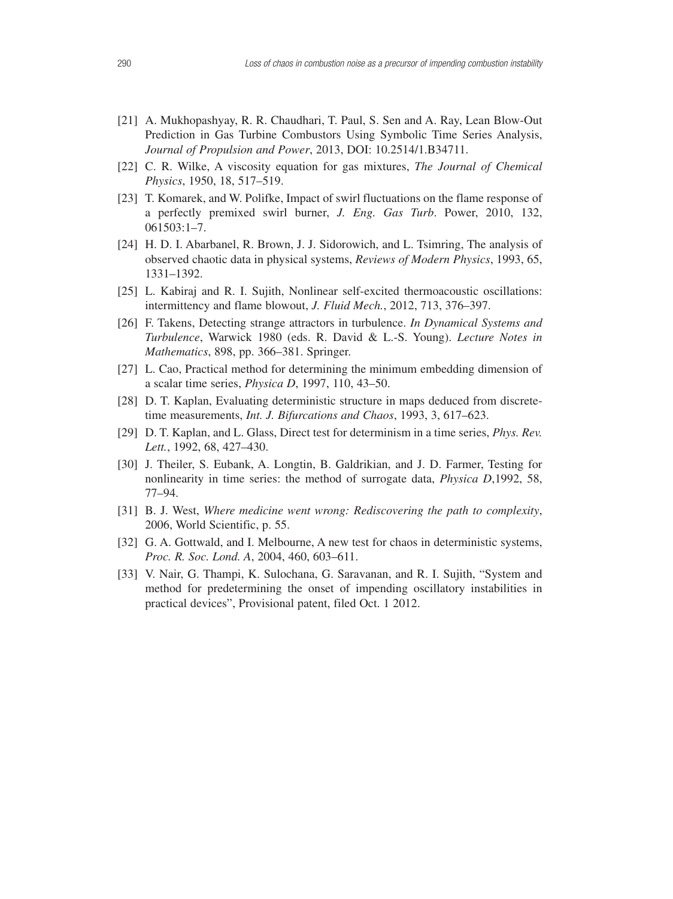[21] A. Mukhopashyay, R. R. Chaudhari, T. Paul, S. Sen and A. Ray, Lean Blow-Out Prediction in Gas Turbine Combustors Using Symbolic Time Series Analysis, *Journal of Propulsion and Power*, 2013, DOI: 10.2514/1.B34711.

[22] C. R. Wilke, A viscosity equation for gas mixtures, *The Journal of Chemical Physics*, 1950, 18, 517–519.

[23] T. Komarek, and W. Polifke, Impact of swirl fluctuations on the flame response of a perfectly premixed swirl burner, *J. Eng. Gas Turb*. Power, 2010, 132, 061503:1–7.

[24] H. D. I. Abarbanel, R. Brown, J. J. Sidorowich, and L. Tsimring, The analysis of observed chaotic data in physical systems, *Reviews of Modern Physics*, 1993, 65, 1331–1392.

[25] L. Kabiraj and R. I. Sujith, Nonlinear self-excited thermoacoustic oscillations: intermittency and flame blowout, *J. Fluid Mech.*, 2012, 713, 376–397.

[26] F. Takens, Detecting strange attractors in turbulence. *In Dynamical Systems and Turbulence*, Warwick 1980 (eds. R. David & L.-S. Young). *Lecture Notes in Mathematics*, 898, pp. 366–381. Springer.

[27] L. Cao, Practical method for determining the minimum embedding dimension of a scalar time series, *Physica D*, 1997, 110, 43–50.

[28] D. T. Kaplan, Evaluating deterministic structure in maps deduced from discrete-time measurements, *Int. J. Bifurcations and Chaos*, 1993, 3, 617–623.

[29] D. T. Kaplan, and L. Glass, Direct test for determinism in a time series, *Phys. Rev. Lett.*, 1992, 68, 427–430.

[30] J. Theiler, S. Eubank, A. Longtin, B. Galdrikian, and J. D. Farmer, Testing for nonlinearity in time series: the method of surrogate data, *Physica D*,1992, 58, 77–94.

[31] B. J. West, *Where medicine went wrong: Rediscovering the path to complexity*, 2006, World Scientific, p. 55.

[32] G. A. Gottwald, and I. Melbourne, A new test for chaos in deterministic systems, *Proc. R. Soc. Lond. A*, 2004, 460, 603–611.

[33] V. Nair, G. Thampi, K. Sulochana, G. Saravanan, and R. I. Sujith, "System and method for predetermining the onset of impending oscillatory instabilities in practical devices", Provisional patent, filed Oct. 1 2012.